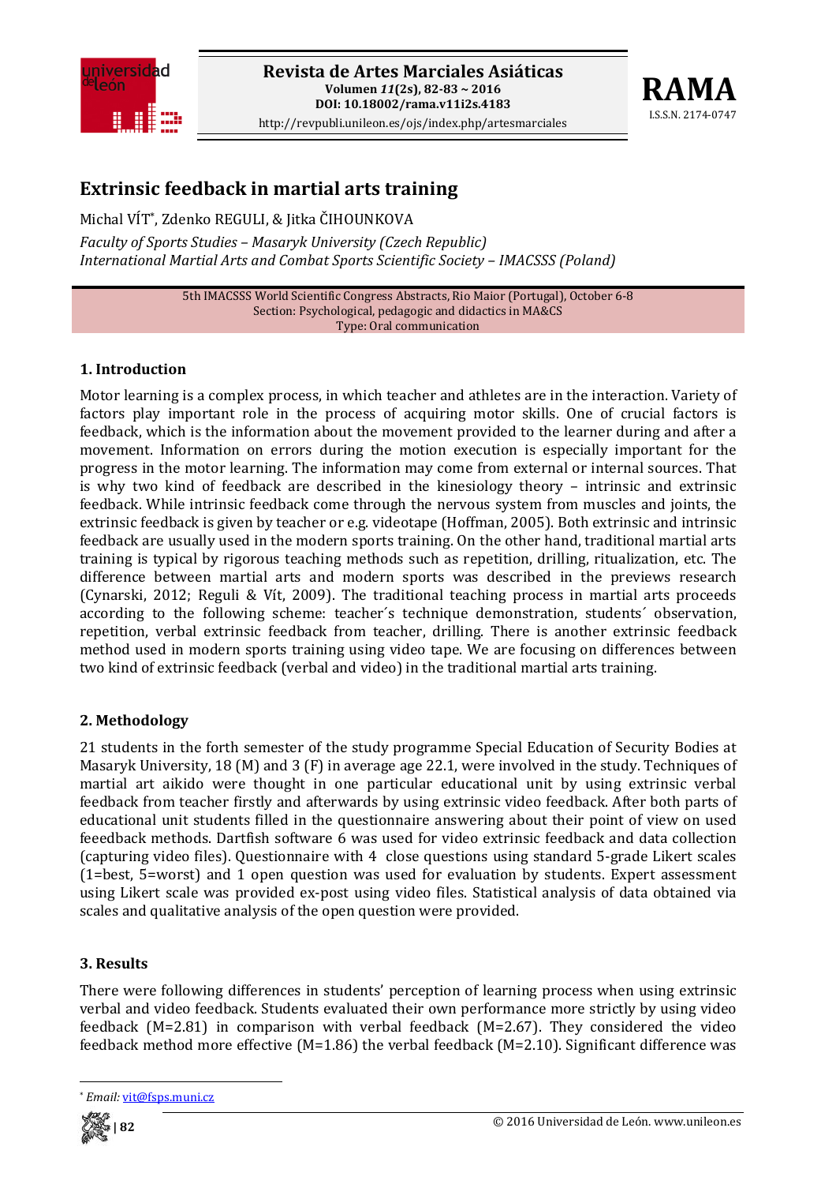# Extrinsic feedback in martial arts training

Michal VÍT[*], Zdenko REGULI, & Jitka ČIHOUNKOVA

*Faculty of Sports Studies – Masaryk University (Czech Republic)*
*International Martial Arts and Combat Sports Scientific Society – IMACSSS (Poland)*

5th IMACSSS World Scientific Congress Abstracts, Rio Maior (Portugal), October 6-8
Section: Psychological, pedagogic and didactics in MA&CS
Type: Oral communication

## 1. Introduction

Motor learning is a complex process, in which teacher and athletes are in the interaction. Variety of factors play important role in the process of acquiring motor skills. One of crucial factors is feedback, which is the information about the movement provided to the learner during and after a movement. Information on errors during the motion execution is especially important for the progress in the motor learning. The information may come from external or internal sources. That is why two kind of feedback are described in the kinesiology theory – intrinsic and extrinsic feedback. While intrinsic feedback come through the nervous system from muscles and joints, the extrinsic feedback is given by teacher or e.g. videotape (Hoffman, 2005). Both extrinsic and intrinsic feedback are usually used in the modern sports training. On the other hand, traditional martial arts training is typical by rigorous teaching methods such as repetition, drilling, ritualization, etc. The difference between martial arts and modern sports was described in the previews research (Cynarski, 2012; Reguli & Vít, 2009). The traditional teaching process in martial arts proceeds according to the following scheme: teacher´s technique demonstration, students´ observation, repetition, verbal extrinsic feedback from teacher, drilling. There is another extrinsic feedback method used in modern sports training using video tape. We are focusing on differences between two kind of extrinsic feedback (verbal and video) in the traditional martial arts training.

## 2. Methodology

21 students in the forth semester of the study programme Special Education of Security Bodies at Masaryk University, 18 (M) and 3 (F) in average age 22.1, were involved in the study. Techniques of martial art aikido were thought in one particular educational unit by using extrinsic verbal feedback from teacher firstly and afterwards by using extrinsic video feedback. After both parts of educational unit students filled in the questionnaire answering about their point of view on used feeedback methods. Dartfish software 6 was used for video extrinsic feedback and data collection (capturing video files). Questionnaire with 4 close questions using standard 5-grade Likert scales (1=best, 5=worst) and 1 open question was used for evaluation by students. Expert assessment using Likert scale was provided ex-post using video files. Statistical analysis of data obtained via scales and qualitative analysis of the open question were provided.

## 3. Results

There were following differences in students' perception of learning process when using extrinsic verbal and video feedback. Students evaluated their own performance more strictly by using video feedback (M=2.81) in comparison with verbal feedback (M=2.67). They considered the video feedback method more effective (M=1.86) the verbal feedback (M=2.10). Significant difference was

[*] *Email:* vit@fsps.muni.cz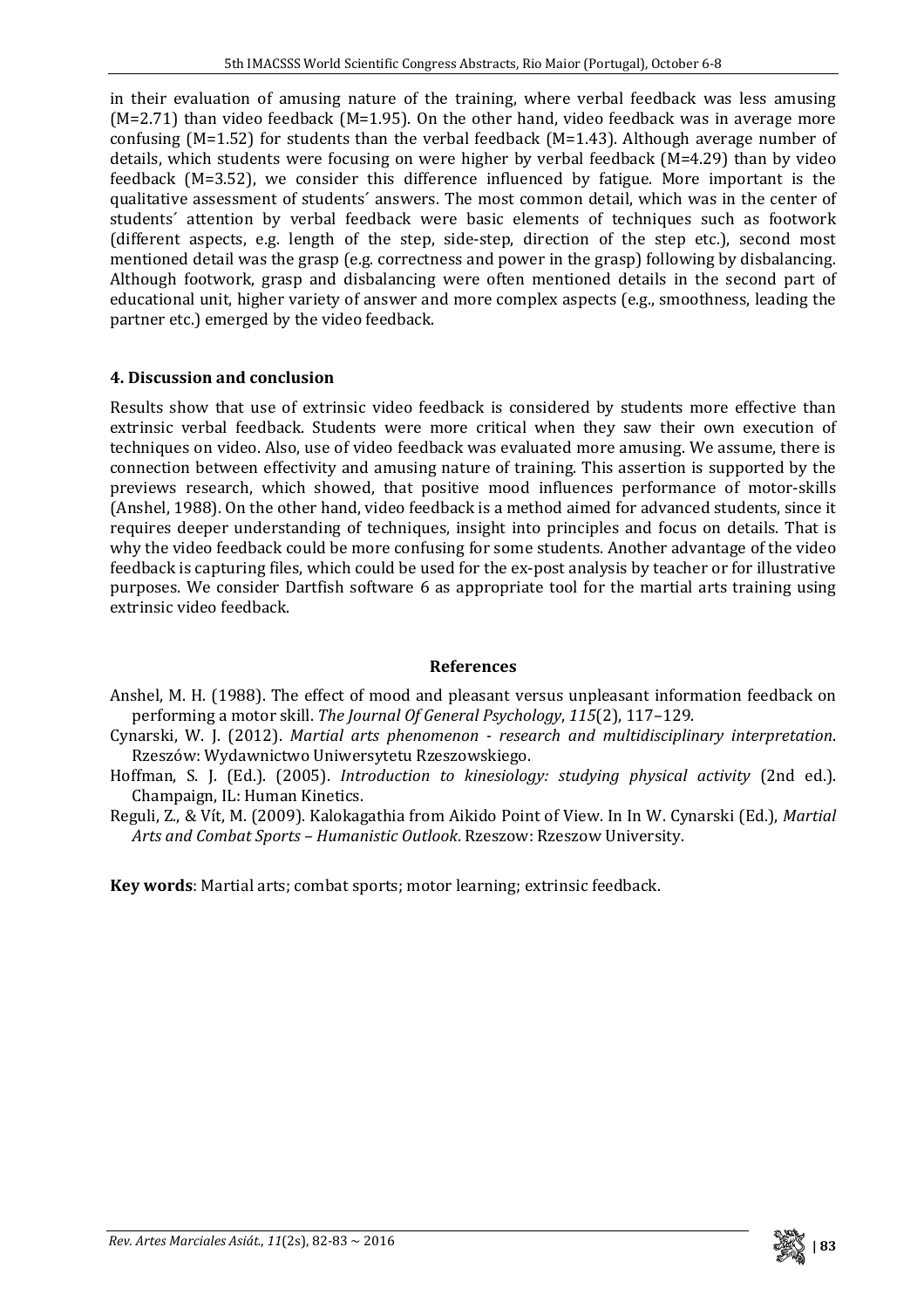in their evaluation of amusing nature of the training, where verbal feedback was less amusing (M=2.71) than video feedback (M=1.95). On the other hand, video feedback was in average more confusing (M=1.52) for students than the verbal feedback (M=1.43). Although average number of details, which students were focusing on were higher by verbal feedback (M=4.29) than by video feedback (M=3.52), we consider this difference influenced by fatigue. More important is the qualitative assessment of students´ answers. The most common detail, which was in the center of students´ attention by verbal feedback were basic elements of techniques such as footwork (different aspects, e.g. length of the step, side-step, direction of the step etc.), second most mentioned detail was the grasp (e.g. correctness and power in the grasp) following by disbalancing. Although footwork, grasp and disbalancing were often mentioned details in the second part of educational unit, higher variety of answer and more complex aspects (e.g., smoothness, leading the partner etc.) emerged by the video feedback.

## 4. Discussion and conclusion

Results show that use of extrinsic video feedback is considered by students more effective than extrinsic verbal feedback. Students were more critical when they saw their own execution of techniques on video. Also, use of video feedback was evaluated more amusing. We assume, there is connection between effectivity and amusing nature of training. This assertion is supported by the previews research, which showed, that positive mood influences performance of motor-skills (Anshel, 1988). On the other hand, video feedback is a method aimed for advanced students, since it requires deeper understanding of techniques, insight into principles and focus on details. That is why the video feedback could be more confusing for some students. Another advantage of the video feedback is capturing files, which could be used for the ex-post analysis by teacher or for illustrative purposes. We consider Dartfish software 6 as appropriate tool for the martial arts training using extrinsic video feedback.

## References

Anshel, M. H. (1988). The effect of mood and pleasant versus unpleasant information feedback on performing a motor skill. *The Journal Of General Psychology*, *115*(2), 117–129.

Cynarski, W. J. (2012). *Martial arts phenomenon - research and multidisciplinary interpretation*. Rzeszów: Wydawnictwo Uniwersytetu Rzeszowskiego.

Hoffman, S. J. (Ed.). (2005). *Introduction to kinesiology: studying physical activity* (2nd ed.). Champaign, IL: Human Kinetics.

Reguli, Z., & Vít, M. (2009). Kalokagathia from Aikido Point of View. In In W. Cynarski (Ed.), *Martial Arts and Combat Sports – Humanistic Outlook*. Rzeszow: Rzeszow University.

**Key words**: Martial arts; combat sports; motor learning; extrinsic feedback.